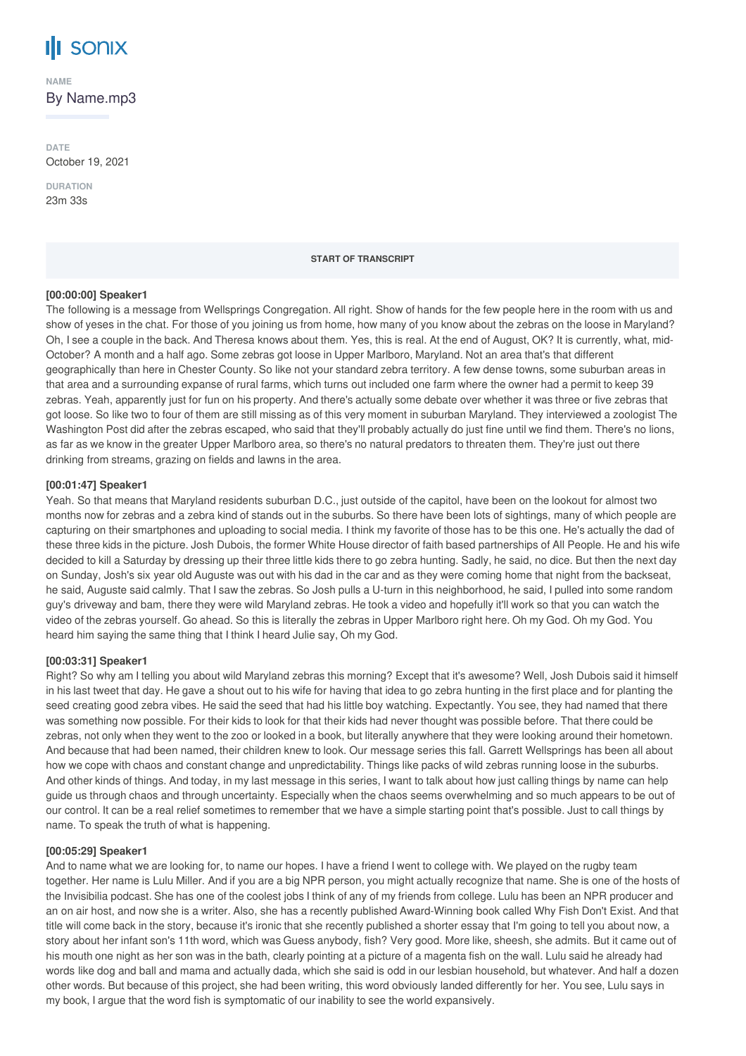# sonix

**NAME**

By Name.mp3

**DATE**

October 19, 2021

**DURATION**

23m 33s

**START OF TRANSCRIPT**

**[00:00:00] Speaker1**

The following is a message from Wellsprings Congregation. All right. Show of hands for the few people here in the room with us and show of yeses in the chat. For those of you joining us from home, how many of you know about the zebras on the loose in Maryland? Oh, I see a couple in the back. And Theresa knows about them. Yes, this is real. At the end of August, OK? It is currently, what, mid-October? A month and a half ago. Some zebras got loose in Upper Marlboro, Maryland. Not an area that's that different geographically than here in Chester County. So like not your standard zebra territory. A few dense towns, some suburban areas in that area and a surrounding expanse of rural farms, which turns out included one farm where the owner had a permit to keep 39 zebras. Yeah, apparently just for fun on his property. And there's actually some debate over whether it was three or five zebras that got loose. So like two to four of them are still missing as of this very moment in suburban Maryland. They interviewed a zoologist The Washington Post did after the zebras escaped, who said that they'll probably actually do just fine until we find them. There's no lions, as far as we know in the greater Upper Marlboro area, so there's no natural predators to threaten them. They're just out there drinking from streams, grazing on fields and lawns in the area.

**[00:01:47] Speaker1**

Yeah. So that means that Maryland residents suburban D.C., just outside of the capitol, have been on the lookout for almost two months now for zebras and a zebra kind of stands out in the suburbs. So there have been lots of sightings, many of which people are capturing on their smartphones and uploading to social media. I think my favorite of those has to be this one. He's actually the dad of these three kids in the picture. Josh Dubois, the former White House director of faith based partnerships of All People. He and his wife decided to kill a Saturday by dressing up their three little kids there to go zebra hunting. Sadly, he said, no dice. But then the next day on Sunday, Josh's six year old Auguste was out with his dad in the car and as they were coming home that night from the backseat, he said, Auguste said calmly. That I saw the zebras. So Josh pulls a U-turn in this neighborhood, he said, I pulled into some random guy's driveway and bam, there they were wild Maryland zebras. He took a video and hopefully it'll work so that you can watch the video of the zebras yourself. Go ahead. So this is literally the zebras in Upper Marlboro right here. Oh my God. Oh my God. You heard him saying the same thing that I think I heard Julie say, Oh my God.

**[00:03:31] Speaker1**

Right? So why am I telling you about wild Maryland zebras this morning? Except that it's awesome? Well, Josh Dubois said it himself in his last tweet that day. He gave a shout out to his wife for having that idea to go zebra hunting in the first place and for planting the seed creating good zebra vibes. He said the seed that had his little boy watching. Expectantly. You see, they had named that there was something now possible. For their kids to look for that their kids had never thought was possible before. That there could be zebras, not only when they went to the zoo or looked in a book, but literally anywhere that they were looking around their hometown. And because that had been named, their children knew to look. Our message series this fall. Garrett Wellsprings has been all about how we cope with chaos and constant change and unpredictability. Things like packs of wild zebras running loose in the suburbs. And other kinds of things. And today, in my last message in this series, I want to talk about how just calling things by name can help guide us through chaos and through uncertainty. Especially when the chaos seems overwhelming and so much appears to be out of our control. It can be a real relief sometimes to remember that we have a simple starting point that's possible. Just to call things by name. To speak the truth of what is happening.

**[00:05:29] Speaker1**

And to name what we are looking for, to name our hopes. I have a friend I went to college with. We played on the rugby team together. Her name is Lulu Miller. And if you are a big NPR person, you might actually recognize that name. She is one of the hosts of the Invisibilia podcast. She has one of the coolest jobs I think of any of my friends from college. Lulu has been an NPR producer and an on air host, and now she is a writer. Also, she has a recently published Award-Winning book called Why Fish Don't Exist. And that title will come back in the story, because it's ironic that she recently published a shorter essay that I'm going to tell you about now, a story about her infant son's 11th word, which was Guess anybody, fish? Very good. More like, sheesh, she admits. But it came out of his mouth one night as her son was in the bath, clearly pointing at a picture of a magenta fish on the wall. Lulu said he already had words like dog and ball and mama and actually dada, which she said is odd in our lesbian household, but whatever. And half a dozen other words. But because of this project, she had been writing, this word obviously landed differently for her. You see, Lulu says in my book, I argue that the word fish is symptomatic of our inability to see the world expansively.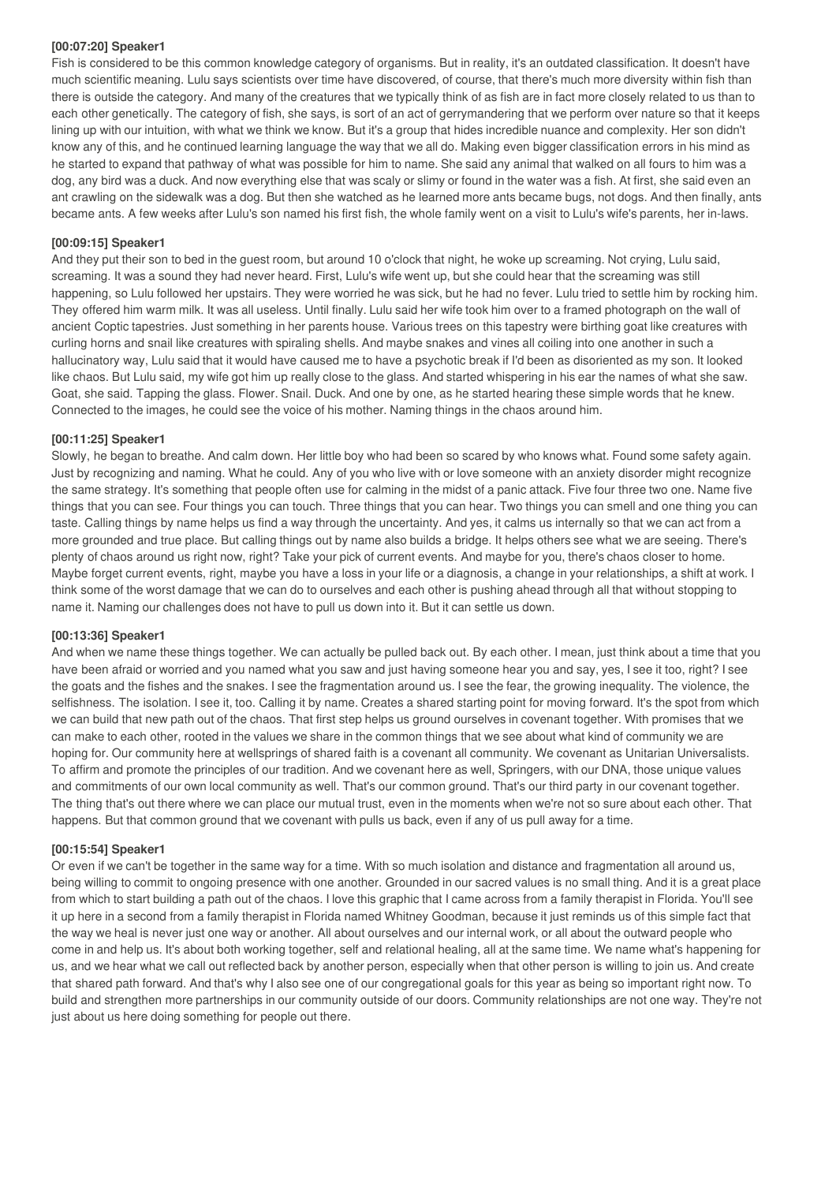**[00:07:20] Speaker1**

Fish is considered to be this common knowledge category of organisms. But in reality, it's an outdated classification. It doesn't have much scientific meaning. Lulu says scientists over time have discovered, of course, that there's much more diversity within fish than there is outside the category. And many of the creatures that we typically think of as fish are in fact more closely related to us than to each other genetically. The category of fish, she says, is sort of an act of gerrymandering that we perform over nature so that it keeps lining up with our intuition, with what we think we know. But it's a group that hides incredible nuance and complexity. Her son didn't know any of this, and he continued learning language the way that we all do. Making even bigger classification errors in his mind as he started to expand that pathway of what was possible for him to name. She said any animal that walked on all fours to him was a dog, any bird was a duck. And now everything else that was scaly or slimy or found in the water was a fish. At first, she said even an ant crawling on the sidewalk was a dog. But then she watched as he learned more ants became bugs, not dogs. And then finally, ants became ants. A few weeks after Lulu's son named his first fish, the whole family went on a visit to Lulu's wife's parents, her in-laws.

**[00:09:15] Speaker1**

And they put their son to bed in the guest room, but around 10 o'clock that night, he woke up screaming. Not crying, Lulu said, screaming. It was a sound they had never heard. First, Lulu's wife went up, but she could hear that the screaming was still happening, so Lulu followed her upstairs. They were worried he was sick, but he had no fever. Lulu tried to settle him by rocking him. They offered him warm milk. It was all useless. Until finally. Lulu said her wife took him over to a framed photograph on the wall of ancient Coptic tapestries. Just something in her parents house. Various trees on this tapestry were birthing goat like creatures with curling horns and snail like creatures with spiraling shells. And maybe snakes and vines all coiling into one another in such a hallucinatory way, Lulu said that it would have caused me to have a psychotic break if I'd been as disoriented as my son. It looked like chaos. But Lulu said, my wife got him up really close to the glass. And started whispering in his ear the names of what she saw. Goat, she said. Tapping the glass. Flower. Snail. Duck. And one by one, as he started hearing these simple words that he knew. Connected to the images, he could see the voice of his mother. Naming things in the chaos around him.

**[00:11:25] Speaker1**

Slowly, he began to breathe. And calm down. Her little boy who had been so scared by who knows what. Found some safety again. Just by recognizing and naming. What he could. Any of you who live with or love someone with an anxiety disorder might recognize the same strategy. It's something that people often use for calming in the midst of a panic attack. Five four three two one. Name five things that you can see. Four things you can touch. Three things that you can hear. Two things you can smell and one thing you can taste. Calling things by name helps us find a way through the uncertainty. And yes, it calms us internally so that we can act from a more grounded and true place. But calling things out by name also builds a bridge. It helps others see what we are seeing. There's plenty of chaos around us right now, right? Take your pick of current events. And maybe for you, there's chaos closer to home. Maybe forget current events, right, maybe you have a loss in your life or a diagnosis, a change in your relationships, a shift at work. I think some of the worst damage that we can do to ourselves and each other is pushing ahead through all that without stopping to name it. Naming our challenges does not have to pull us down into it. But it can settle us down.

**[00:13:36] Speaker1**

And when we name these things together. We can actually be pulled back out. By each other. I mean, just think about a time that you have been afraid or worried and you named what you saw and just having someone hear you and say, yes, I see it too, right? I see the goats and the fishes and the snakes. I see the fragmentation around us. I see the fear, the growing inequality. The violence, the selfishness. The isolation. I see it, too. Calling it by name. Creates a shared starting point for moving forward. It's the spot from which we can build that new path out of the chaos. That first step helps us ground ourselves in covenant together. With promises that we can make to each other, rooted in the values we share in the common things that we see about what kind of community we are hoping for. Our community here at wellsprings of shared faith is a covenant all community. We covenant as Unitarian Universalists. To affirm and promote the principles of our tradition. And we covenant here as well, Springers, with our DNA, those unique values and commitments of our own local community as well. That's our common ground. That's our third party in our covenant together. The thing that's out there where we can place our mutual trust, even in the moments when we're not so sure about each other. That happens. But that common ground that we covenant with pulls us back, even if any of us pull away for a time.

**[00:15:54] Speaker1**

Or even if we can't be together in the same way for a time. With so much isolation and distance and fragmentation all around us, being willing to commit to ongoing presence with one another. Grounded in our sacred values is no small thing. And it is a great place from which to start building a path out of the chaos. I love this graphic that I came across from a family therapist in Florida. You'll see it up here in a second from a family therapist in Florida named Whitney Goodman, because it just reminds us of this simple fact that the way we heal is never just one way or another. All about ourselves and our internal work, or all about the outward people who come in and help us. It's about both working together, self and relational healing, all at the same time. We name what's happening for us, and we hear what we call out reflected back by another person, especially when that other person is willing to join us. And create that shared path forward. And that's why I also see one of our congregational goals for this year as being so important right now. To build and strengthen more partnerships in our community outside of our doors. Community relationships are not one way. They're not just about us here doing something for people out there.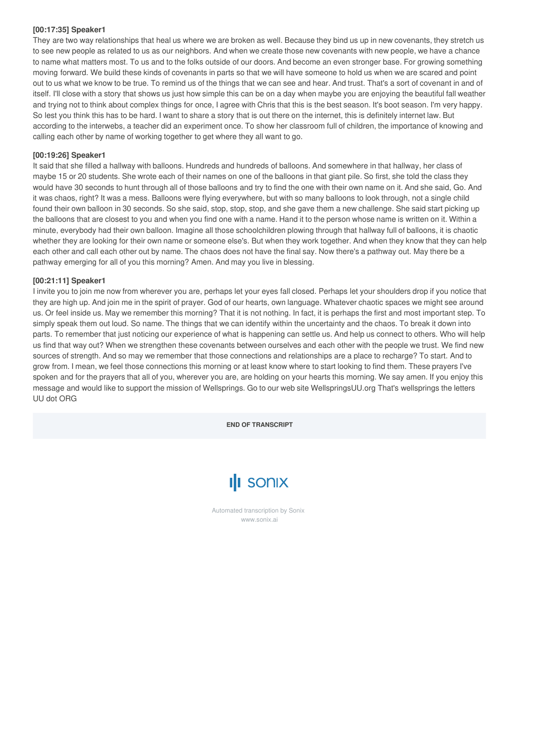**[00:17:35] Speaker1**

They are two way relationships that heal us where we are broken as well. Because they bind us up in new covenants, they stretch us to see new people as related to us as our neighbors. And when we create those new covenants with new people, we have a chance to name what matters most. To us and to the folks outside of our doors. And become an even stronger base. For growing something moving forward. We build these kinds of covenants in parts so that we will have someone to hold us when we are scared and point out to us what we know to be true. To remind us of the things that we can see and hear. And trust. That's a sort of covenant in and of itself. I'll close with a story that shows us just how simple this can be on a day when maybe you are enjoying the beautiful fall weather and trying not to think about complex things for once, I agree with Chris that this is the best season. It's boot season. I'm very happy. So lest you think this has to be hard. I want to share a story that is out there on the internet, this is definitely internet law. But according to the interwebs, a teacher did an experiment once. To show her classroom full of children, the importance of knowing and calling each other by name of working together to get where they all want to go.

**[00:19:26] Speaker1**

It said that she filled a hallway with balloons. Hundreds and hundreds of balloons. And somewhere in that hallway, her class of maybe 15 or 20 students. She wrote each of their names on one of the balloons in that giant pile. So first, she told the class they would have 30 seconds to hunt through all of those balloons and try to find the one with their own name on it. And she said, Go. And it was chaos, right? It was a mess. Balloons were flying everywhere, but with so many balloons to look through, not a single child found their own balloon in 30 seconds. So she said, stop, stop, stop, and she gave them a new challenge. She said start picking up the balloons that are closest to you and when you find one with a name. Hand it to the person whose name is written on it. Within a minute, everybody had their own balloon. Imagine all those schoolchildren plowing through that hallway full of balloons, it is chaotic whether they are looking for their own name or someone else's. But when they work together. And when they know that they can help each other and call each other out by name. The chaos does not have the final say. Now there's a pathway out. May there be a pathway emerging for all of you this morning? Amen. And may you live in blessing.

**[00:21:11] Speaker1**

I invite you to join me now from wherever you are, perhaps let your eyes fall closed. Perhaps let your shoulders drop if you notice that they are high up. And join me in the spirit of prayer. God of our hearts, own language. Whatever chaotic spaces we might see around us. Or feel inside us. May we remember this morning? That it is not nothing. In fact, it is perhaps the first and most important step. To simply speak them out loud. So name. The things that we can identify within the uncertainty and the chaos. To break it down into parts. To remember that just noticing our experience of what is happening can settle us. And help us connect to others. Who will help us find that way out? When we strengthen these covenants between ourselves and each other with the people we trust. We find new sources of strength. And so may we remember that those connections and relationships are a place to recharge? To start. And to grow from. I mean, we feel those connections this morning or at least know where to start looking to find them. These prayers I've spoken and for the prayers that all of you, wherever you are, are holding on your hearts this morning. We say amen. If you enjoy this message and would like to support the mission of Wellsprings. Go to our web site WellspringsUU.org That's wellsprings the letters UU dot ORG

**END OF TRANSCRIPT**

sonix

Automated transcription by Sonix
www.sonix.ai